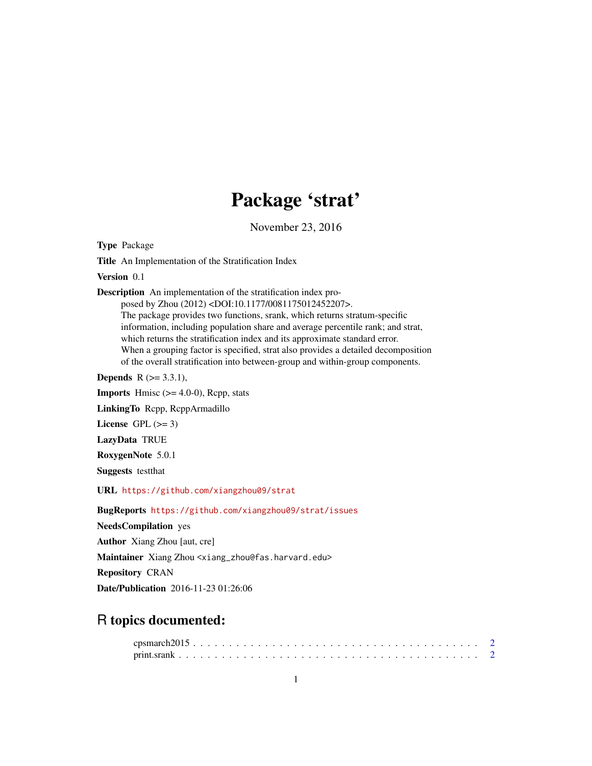# Package 'strat'

November 23, 2016

**Type** Package

**Title** An Implementation of the Stratification Index

**Version** 0.1

**Description** An implementation of the stratification index proposed by Zhou (2012) <DOI:10.1177/0081175012452207>.
The package provides two functions, srank, which returns stratum-specific information, including population share and average percentile rank; and strat, which returns the stratification index and its approximate standard error.
When a grouping factor is specified, strat also provides a detailed decomposition of the overall stratification into between-group and within-group components.

**Depends** R (>= 3.3.1),

**Imports** Hmisc (>= 4.0-0), Rcpp, stats

**LinkingTo** Rcpp, RcppArmadillo

**License** GPL (>= 3)

**LazyData** TRUE

**RoxygenNote** 5.0.1

**Suggests** testthat

**URL** https://github.com/xiangzhou09/strat

**BugReports** https://github.com/xiangzhou09/strat/issues

**NeedsCompilation** yes

**Author** Xiang Zhou [aut, cre]

**Maintainer** Xiang Zhou <xiang_zhou@fas.harvard.edu>

**Repository** CRAN

**Date/Publication** 2016-11-23 01:26:06

## R topics documented:

cpsmarch2015 . . . . . . . . . . . . . . . . . . . . . . . . . . . . . . . . . . . . 2
print.srank . . . . . . . . . . . . . . . . . . . . . . . . . . . . . . . . . . . . . 2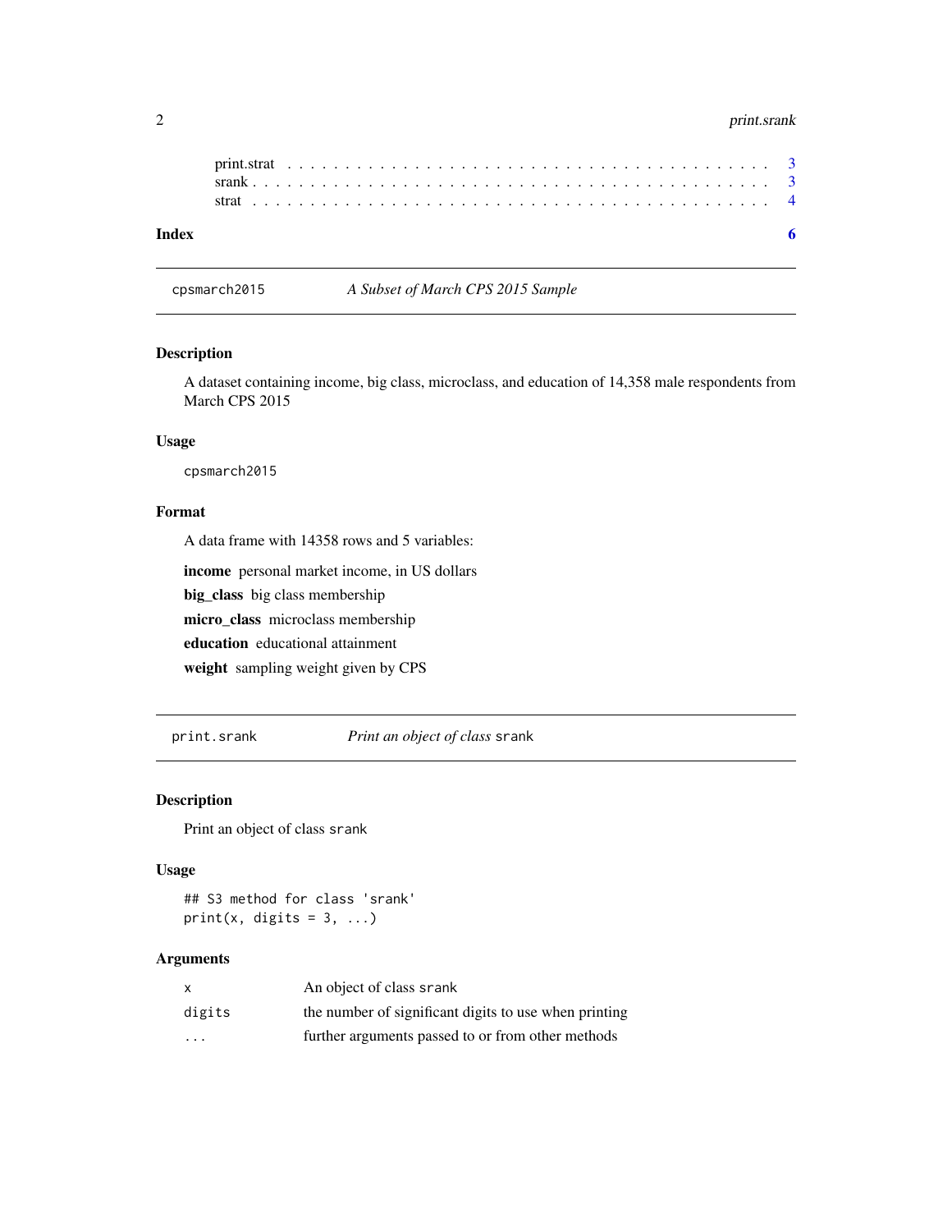print.strat . . . . . . . . . . . . . . . . . . . . . . . . . . . . . . . . . . . . . . . . 3
srank . . . . . . . . . . . . . . . . . . . . . . . . . . . . . . . . . . . . . . . . . . . 3
strat . . . . . . . . . . . . . . . . . . . . . . . . . . . . . . . . . . . . . . . . . . . 4

**Index** **6**

---

`cpsmarch2015` *A Subset of March CPS 2015 Sample*

---

## Description

A dataset containing income, big class, microclass, and education of 14,358 male respondents from March CPS 2015

## Usage

```
cpsmarch2015
```

## Format

A data frame with 14358 rows and 5 variables:

**income** personal market income, in US dollars

**big_class** big class membership

**micro_class** microclass membership

**education** educational attainment

**weight** sampling weight given by CPS

---

`print.srank` *Print an object of class* `srank`

---

## Description

Print an object of class `srank`

## Usage

```
## S3 method for class 'srank'
print(x, digits = 3, ...)
```

## Arguments

| | |
|---|---|
| `x` | An object of class `srank` |
| `digits` | the number of significant digits to use when printing |
| `...` | further arguments passed to or from other methods |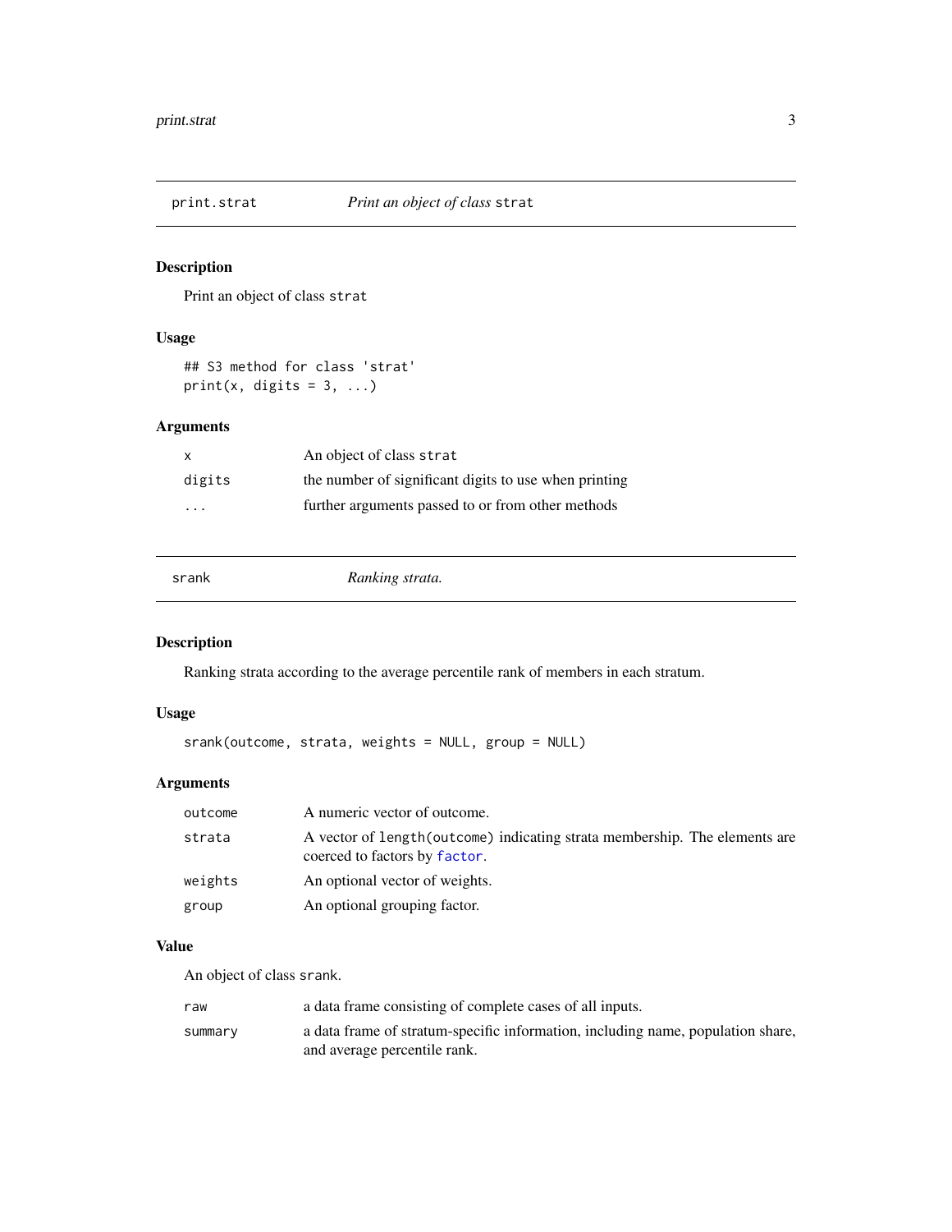## print.strat — *Print an object of class* `strat`

### Description

Print an object of class `strat`

### Usage

```
## S3 method for class 'strat'
print(x, digits = 3, ...)
```

### Arguments

| | |
|---|---|
| `x` | An object of class `strat` |
| `digits` | the number of significant digits to use when printing |
| `...` | further arguments passed to or from other methods |

## srank — *Ranking strata.*

### Description

Ranking strata according to the average percentile rank of members in each stratum.

### Usage

```
srank(outcome, strata, weights = NULL, group = NULL)
```

### Arguments

| | |
|---|---|
| `outcome` | A numeric vector of outcome. |
| `strata` | A vector of `length(outcome)` indicating strata membership. The elements are coerced to factors by `factor`. |
| `weights` | An optional vector of weights. |
| `group` | An optional grouping factor. |

### Value

An object of class `srank`.

| | |
|---|---|
| `raw` | a data frame consisting of complete cases of all inputs. |
| `summary` | a data frame of stratum-specific information, including name, population share, and average percentile rank. |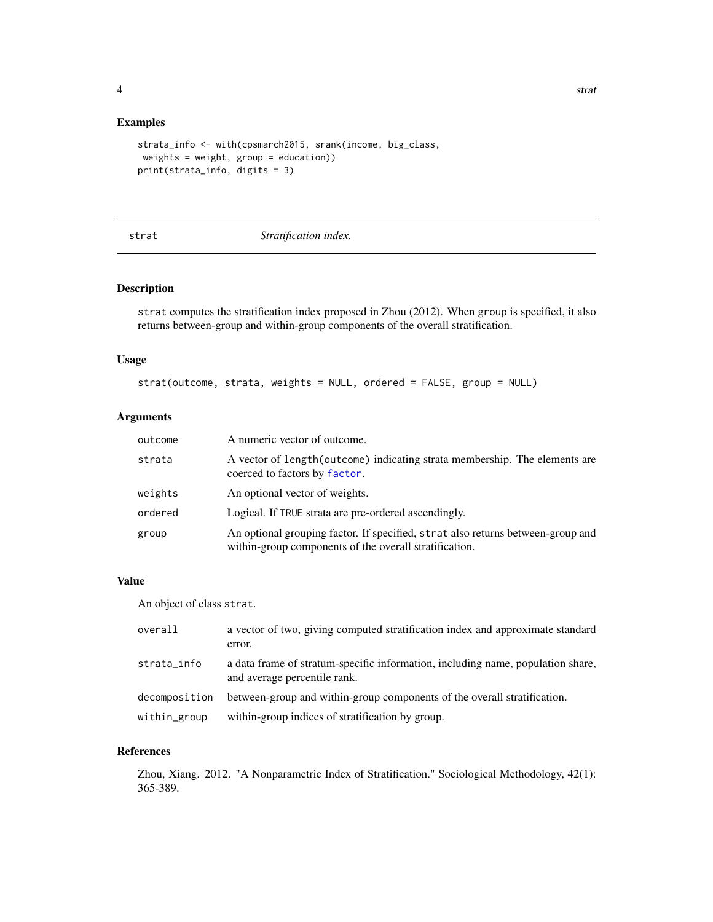## Examples

```
strata_info <- with(cpsmarch2015, srank(income, big_class,
 weights = weight, group = education))
print(strata_info, digits = 3)
```

---

## strat — *Stratification index.*

### Description

`strat` computes the stratification index proposed in Zhou (2012). When `group` is specified, it also returns between-group and within-group components of the overall stratification.

### Usage

```
strat(outcome, strata, weights = NULL, ordered = FALSE, group = NULL)
```

### Arguments

| | |
|---|---|
| `outcome` | A numeric vector of outcome. |
| `strata` | A vector of `length(outcome)` indicating strata membership. The elements are coerced to factors by `factor`. |
| `weights` | An optional vector of weights. |
| `ordered` | Logical. If `TRUE` strata are pre-ordered ascendingly. |
| `group` | An optional grouping factor. If specified, `strat` also returns between-group and within-group components of the overall stratification. |

### Value

An object of class `strat`.

| | |
|---|---|
| `overall` | a vector of two, giving computed stratification index and approximate standard error. |
| `strata_info` | a data frame of stratum-specific information, including name, population share, and average percentile rank. |
| `decomposition` | between-group and within-group components of the overall stratification. |
| `within_group` | within-group indices of stratification by group. |

### References

Zhou, Xiang. 2012. "A Nonparametric Index of Stratification." Sociological Methodology, 42(1): 365-389.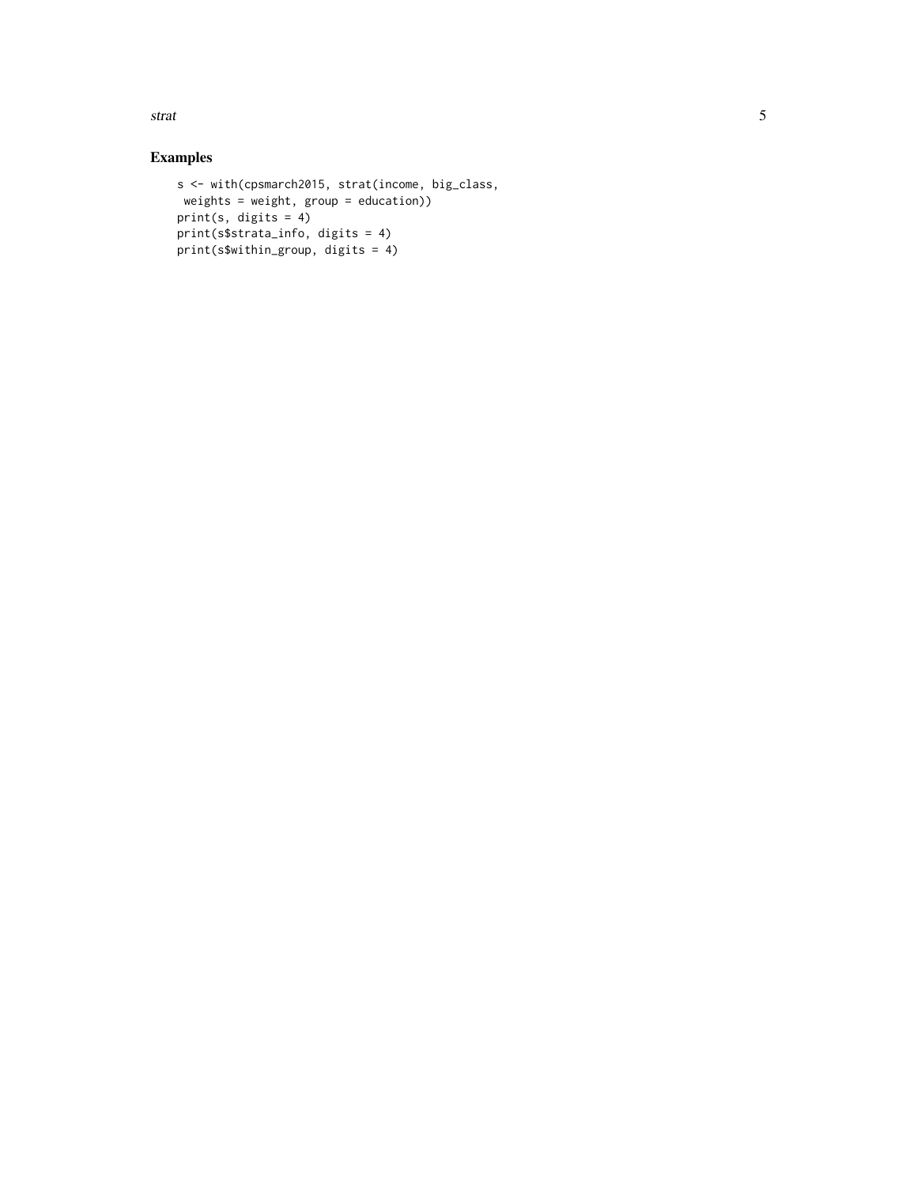## Examples

```
s <- with(cpsmarch2015, strat(income, big_class,
 weights = weight, group = education))
print(s, digits = 4)
print(s$strata_info, digits = 4)
print(s$within_group, digits = 4)
```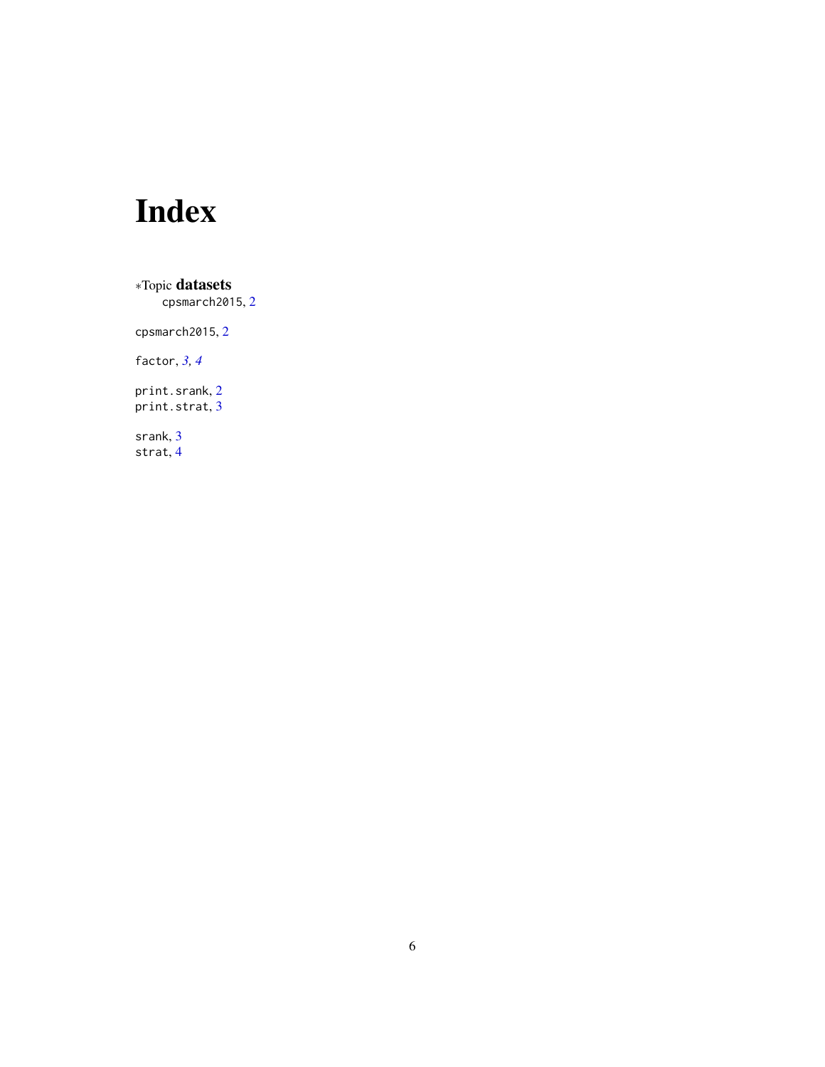# Index

∗Topic **datasets**
    `cpsmarch2015`, 2

`cpsmarch2015`, 2

`factor`, *3, 4*

`print.srank`, 2
`print.strat`, 3

`srank`, 3
`strat`, 4